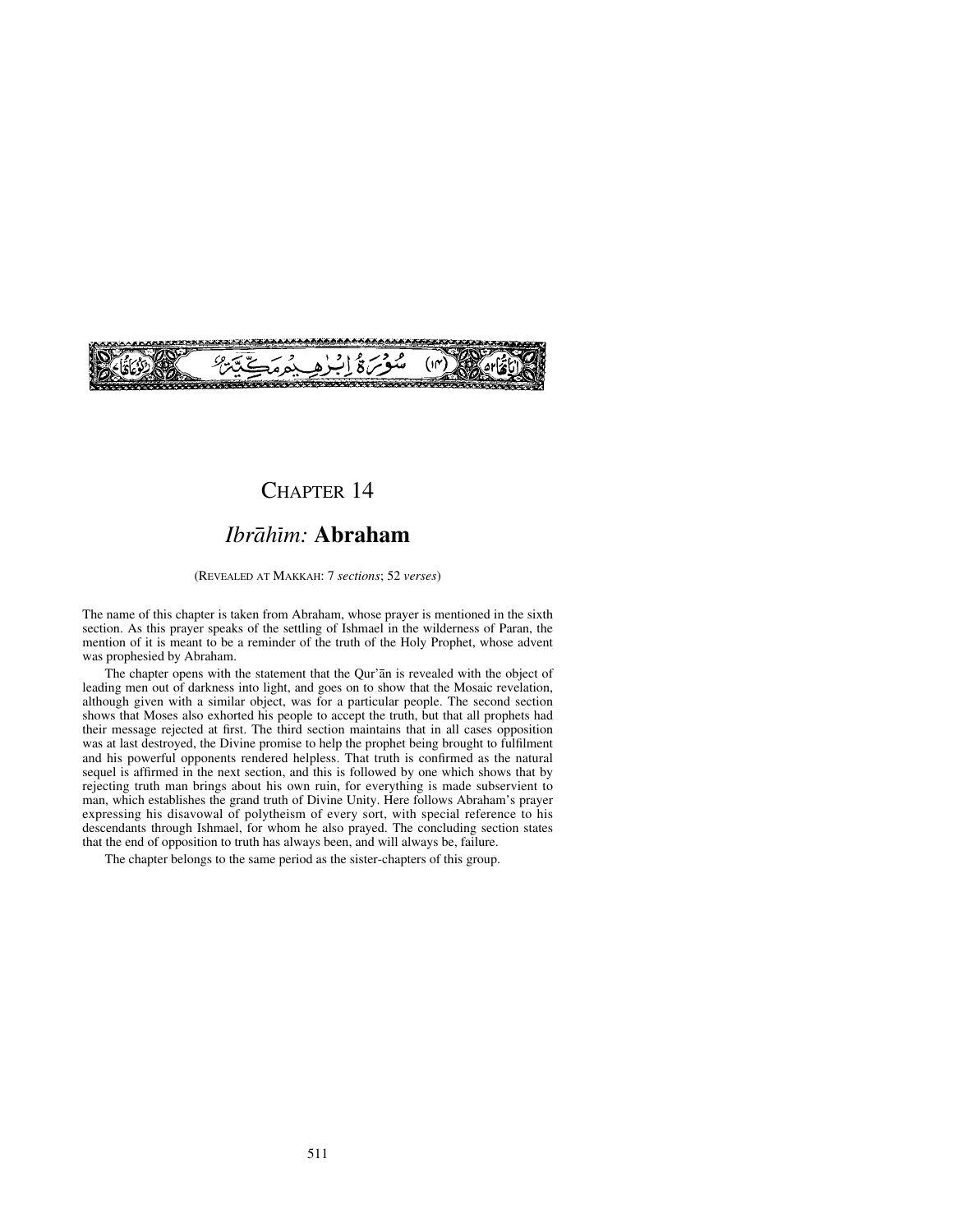سُورَةُ إِبْرٰهِيمَ مَكِّيَّةٌ (١٤)

# CHAPTER 14

## *Ibrāhīm:* **Abraham**

(REVEALED AT MAKKAH: 7 *sections*; 52 *verses*)

The name of this chapter is taken from Abraham, whose prayer is mentioned in the sixth section. As this prayer speaks of the settling of Ishmael in the wilderness of Paran, the mention of it is meant to be a reminder of the truth of the Holy Prophet, whose advent was prophesied by Abraham.

The chapter opens with the statement that the Qur'ān is revealed with the object of leading men out of darkness into light, and goes on to show that the Mosaic revelation, although given with a similar object, was for a particular people. The second section shows that Moses also exhorted his people to accept the truth, but that all prophets had their message rejected at first. The third section maintains that in all cases opposition was at last destroyed, the Divine promise to help the prophet being brought to fulfilment and his powerful opponents rendered helpless. That truth is confirmed as the natural sequel is affirmed in the next section, and this is followed by one which shows that by rejecting truth man brings about his own ruin, for everything is made subservient to man, which establishes the grand truth of Divine Unity. Here follows Abraham's prayer expressing his disavowal of polytheism of every sort, with special reference to his descendants through Ishmael, for whom he also prayed. The concluding section states that the end of opposition to truth has always been, and will always be, failure.

The chapter belongs to the same period as the sister-chapters of this group.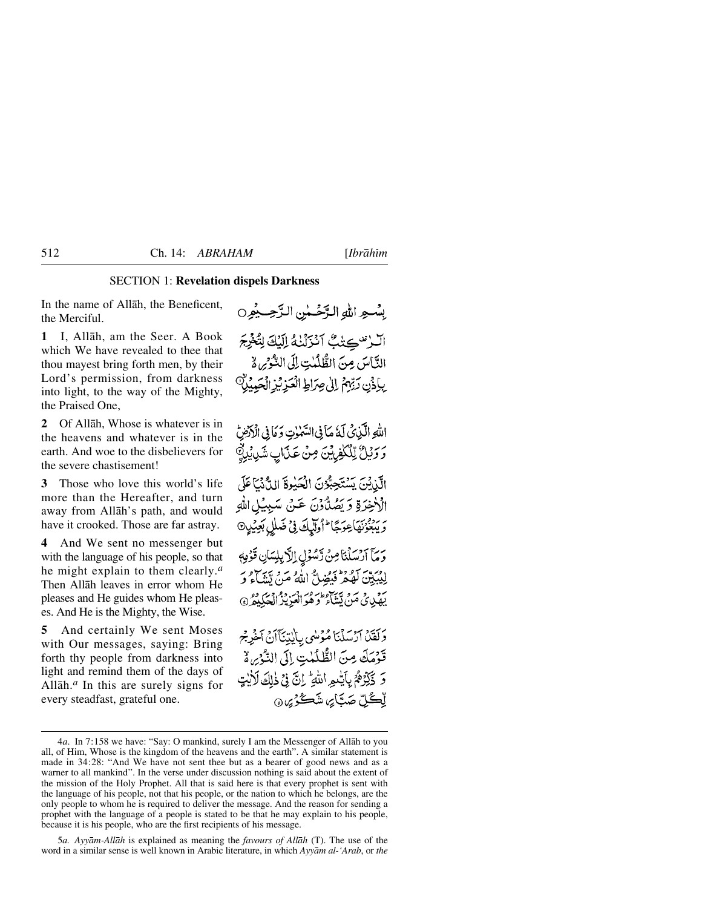## SECTION 1: **Revelation dispels Darkness**

In the name of Allāh, the Beneficent, the Merciful.

بِسْمِ اللّٰهِ الرَّحْمٰنِ الرَّحِيْمِ

**1** I, Allāh, am the Seer. A Book which We have revealed to thee that thou mayest bring forth men, by their Lord's permission, from darkness into light, to the way of the Mighty, the Praised One,

الٓرٰ ۚ كِتٰبٌ اَنْزَلْنٰهُ اِلَيْكَ لِتُخْرِجَ النَّاسَ مِنَ الظُّلُمٰتِ اِلَى النُّوْرِ ۙ بِاِذْنِ رَبِّهِمْ اِلٰى صِرَاطِ الْعَزِيْزِ الْحَمِيْدِ ۙ

**2** Of Allāh, Whose is whatever is in the heavens and whatever is in the earth. And woe to the disbelievers for the severe chastisement!

اللّٰهِ الَّذِيْ لَهٗ مَا فِي السَّمٰوٰتِ وَمَا فِي الْاَرْضِ ؕ وَوَيْلٌ لِّلْكٰفِرِيْنَ مِنْ عَذَابٍ شَدِيْدِ ۙ

**3** Those who love this world's life more than the Hereafter, and turn away from Allāh's path, and would have it crooked. Those are far astray.

الَّذِيْنَ يَسْتَحِبُّوْنَ الْحَيٰوةَ الدُّنْيَا عَلَى الْاٰخِرَةِ وَيَصُدُّوْنَ عَنْ سَبِيْلِ اللّٰهِ وَيَبْغُوْنَهَا عِوَجًا ؕ اُولٰٓئِكَ فِيْ ضَلٰلٍۭ بَعِيْدٍ

**4** And We sent no messenger but with the language of his people, so that he might explain to them clearly.[a] Then Allāh leaves in error whom He pleases and He guides whom He pleases. And He is the Mighty, the Wise.

وَمَآ اَرْسَلْنَا مِنْ رَّسُوْلٍ اِلَّا بِلِسَانِ قَوْمِهٖ لِيُبَيِّنَ لَهُمْ ؕ فَيُضِلُّ اللّٰهُ مَنْ يَّشَآءُ وَيَهْدِيْ مَنْ يَّشَآءُ ؕ وَهُوَ الْعَزِيْزُ الْحَكِيْمُ

**5** And certainly We sent Moses with Our messages, saying: Bring forth thy people from darkness into light and remind them of the days of Allāh.[a] In this are surely signs for every steadfast, grateful one.

وَلَقَدْ اَرْسَلْنَا مُوْسٰى بِاٰيٰتِنَآ اَنْ اَخْرِجْ قَوْمَكَ مِنَ الظُّلُمٰتِ اِلَى النُّوْرِ ۙ وَذَكِّرْهُمْ بِاَيّٰىمِ اللّٰهِ ؕ اِنَّ فِيْ ذٰلِكَ لَاٰيٰتٍ لِّكُلِّ صَبَّارٍ شَكُوْرٍ

---

4*a*. In 7:158 we have: "Say: O mankind, surely I am the Messenger of Allāh to you all, of Him, Whose is the kingdom of the heavens and the earth". A similar statement is made in 34:28: "And We have not sent thee but as a bearer of good news and as a warner to all mankind". In the verse under discussion nothing is said about the extent of the mission of the Holy Prophet. All that is said here is that every prophet is sent with the language of his people, not that his people, or the nation to which he belongs, are the only people to whom he is required to deliver the message. And the reason for sending a prophet with the language of a people is stated to be that he may explain to his people, because it is his people, who are the first recipients of his message.

5*a*. *Ayyām-Allāh* is explained as meaning the *favours of Allāh* (T). The use of the word in a similar sense is well known in Arabic literature, in which *Ayyām al-'Arab*, or *the*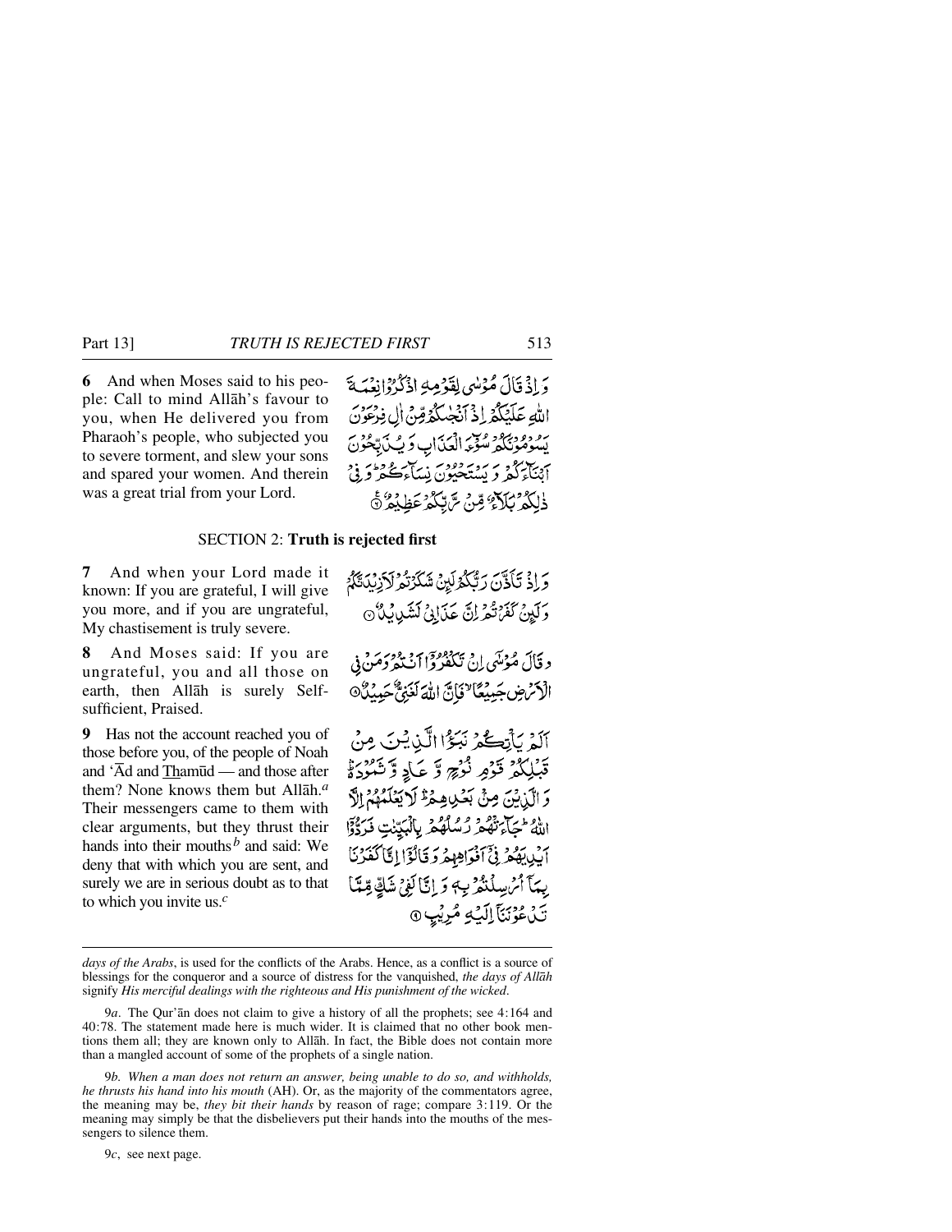**6** And when Moses said to his people: Call to mind Allāh's favour to you, when He delivered you from Pharaoh's people, who subjected you to severe torment, and slew your sons and spared your women. And therein was a great trial from your Lord.

وَ اِذۡ قَالَ مُوۡسٰی لِقَوۡمِہِ اذۡکُرُوۡا نِعۡمَۃَ اللّٰہِ عَلَیۡکُمۡ اِذۡ اَنۡجٰىکُمۡ مِّنۡ اٰلِ فِرۡعَوۡنَ یَسُوۡمُوۡنَکُمۡ سُوۡٓءَ الۡعَذَابِ وَ یُذَبِّحُوۡنَ اَبۡنَآءَکُمۡ وَ یَسۡتَحۡیُوۡنَ نِسَآءَکُمۡ ؕ وَ فِیۡ ذٰلِکُمۡ بَلَآءٌ مِّنۡ رَّبِّکُمۡ عَظِیۡمٌ ٪﴿۶﴾

## SECTION 2: **Truth is rejected first**

**7** And when your Lord made it known: If you are grateful, I will give you more, and if you are ungrateful, My chastisement is truly severe.

وَ اِذۡ تَاَذَّنَ رَبُّکُمۡ لَئِنۡ شَکَرۡتُمۡ لَاَزِیۡدَنَّکُمۡ وَ لَئِنۡ کَفَرۡتُمۡ اِنَّ عَذَابِیۡ لَشَدِیۡدٌ ﴿۷﴾

**8** And Moses said: If you are ungrateful, you and all those on earth, then Allāh is surely Self-sufficient, Praised.

وَ قَالَ مُوۡسٰۤی اِنۡ تَکۡفُرُوۡۤا اَنۡتُمۡ وَ مَنۡ فِی الۡاَرۡضِ جَمِیۡعًا ۙ فَاِنَّ اللّٰہَ لَغَنِیٌّ حَمِیۡدٌ ﴿۸﴾

**9** Has not the account reached you of those before you, of the people of Noah and 'Ād and Thamūd — and those after them? None knows them but Allāh.[a] Their messengers came to them with clear arguments, but they thrust their hands into their mouths[b] and said: We deny that with which you are sent, and surely we are in serious doubt as to that to which you invite us.[c]

اَلَمۡ یَاۡتِکُمۡ نَبَؤُا الَّذِیۡنَ مِنۡ قَبۡلِکُمۡ قَوۡمِ نُوۡحٍ وَّ عَادٍ وَّ ثَمُوۡدَ ۬ؕۛ وَ الَّذِیۡنَ مِنۡۢ بَعۡدِہِمۡ ؕۛ لَا یَعۡلَمُہُمۡ اِلَّا اللّٰہُ ؕ جَآءَتۡہُمۡ رُسُلُہُمۡ بِالۡبَیِّنٰتِ فَرَدُّوۡۤا اَیۡدِیَہُمۡ فِیۡۤ اَفۡوَاہِہِمۡ وَ قَالُوۡۤا اِنَّا کَفَرۡنَا بِمَاۤ اُرۡسِلۡتُمۡ بِہٖ وَ اِنَّا لَفِیۡ شَکٍّ مِّمَّا تَدۡعُوۡنَنَاۤ اِلَیۡہِ مُرِیۡبٍ ﴿۹﴾

---

*days of the Arabs*, is used for the conflicts of the Arabs. Hence, as a conflict is a source of blessings for the conqueror and a source of distress for the vanquished, *the days of Allāh* signify *His merciful dealings with the righteous and His punishment of the wicked*.

9*a*. The Qur'ān does not claim to give a history of all the prophets; see 4:164 and 40:78. The statement made here is much wider. It is claimed that no other book mentions them all; they are known only to Allāh. In fact, the Bible does not contain more than a mangled account of some of the prophets of a single nation.

9*b*. *When a man does not return an answer, being unable to do so, and withholds, he thrusts his hand into his mouth* (AH). Or, as the majority of the commentators agree, the meaning may be, *they bit their hands* by reason of rage; compare 3:119. Or the meaning may simply be that the disbelievers put their hands into the mouths of the messengers to silence them.

9*c*, see next page.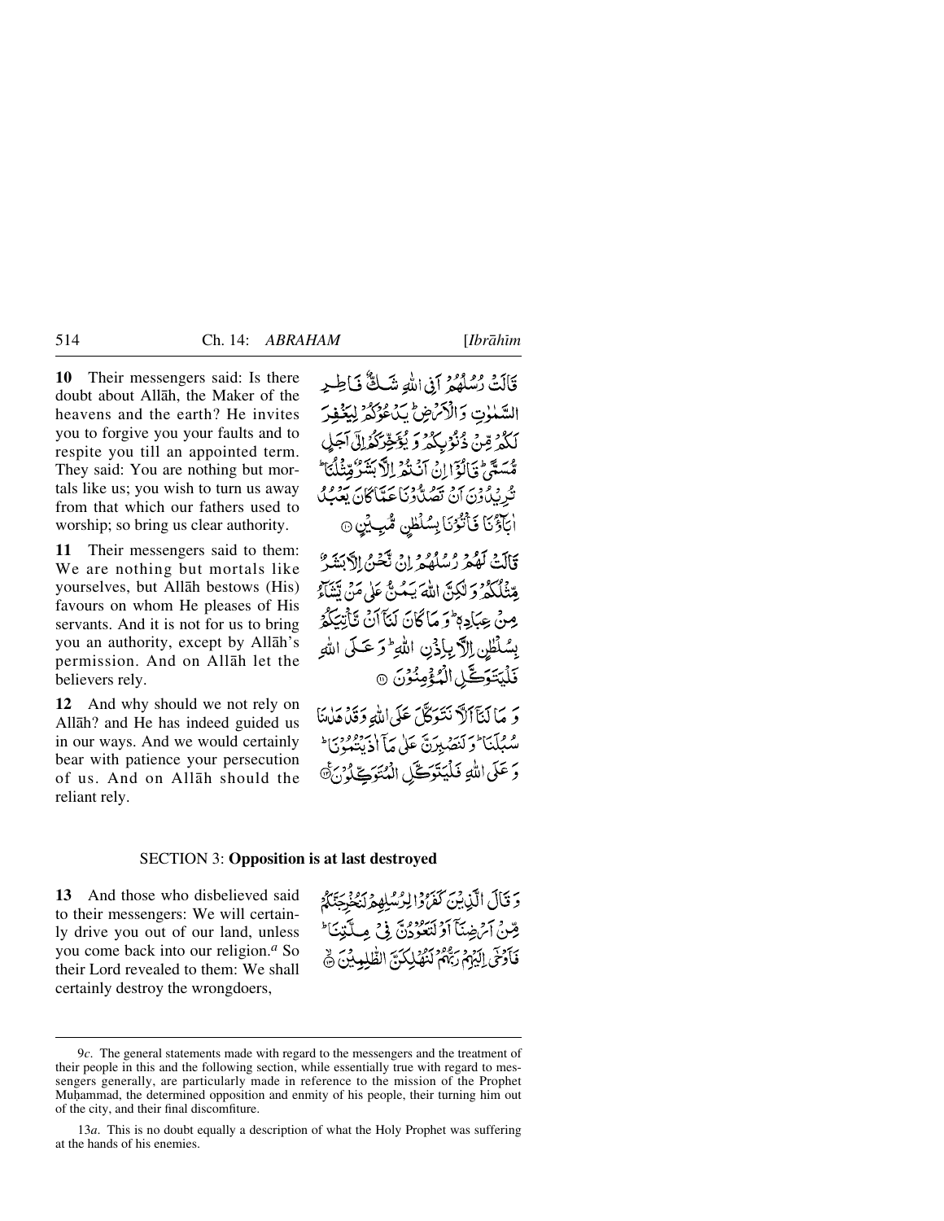**10** Their messengers said: Is there doubt about Allāh, the Maker of the heavens and the earth? He invites you to forgive you your faults and to respite you till an appointed term. They said: You are nothing but mortals like us; you wish to turn us away from that which our fathers used to worship; so bring us clear authority.

قَالَتْ رُسُلُهُمْ اَفِي اللّٰهِ شَكٌّ فَاطِرِ السَّمٰوٰتِ وَالْاَرْضِ ؕ يَدْعُوْكُمْ لِيَغْفِرَ لَكُمْ مِّنْ ذُنُوْبِكُمْ وَ يُؤَخِّرَكُمْ اِلٰۤى اَجَلٍ مُّسَمًّى ؕ قَالُوْۤا اِنْ اَنْتُمْ اِلَّا بَشَرٌ مِّثْلُنَا ؕ تُرِيْدُوْنَ اَنْ تَصُدُّوْنَا عَمَّا كَانَ يَعْبُدُ اٰبَآؤُنَا فَاْتُوْنَا بِسُلْطٰنٍ مُّبِيْنٍ ﴿۱۰﴾

**11** Their messengers said to them: We are nothing but mortals like yourselves, but Allāh bestows (His) favours on whom He pleases of His servants. And it is not for us to bring you an authority, except by Allāh's permission. And on Allāh let the believers rely.

قَالَتْ لَهُمْ رُسُلُهُمْ اِنْ نَّحْنُ اِلَّا بَشَرٌ مِّثْلُكُمْ وَ لٰكِنَّ اللّٰهَ يَمُنُّ عَلٰى مَنْ يَّشَآءُ مِنْ عِبَادِهٖ ؕ وَ مَا كَانَ لَنَاۤ اَنْ نَّاْتِيَكُمْ بِسُلْطٰنٍ اِلَّا بِاِذْنِ اللّٰهِ ؕ وَ عَلَى اللّٰهِ فَلْيَتَوَكَّلِ الْمُؤْمِنُوْنَ ﴿۱۱﴾

**12** And why should we not rely on Allāh? and He has indeed guided us in our ways. And we would certainly bear with patience your persecution of us. And on Allāh should the reliant rely.

وَ مَا لَنَاۤ اَلَّا نَتَوَكَّلَ عَلَى اللّٰهِ وَ قَدْ هَدٰىنَا سُبُلَنَا ؕ وَ لَنَصْبِرَنَّ عَلٰى مَاۤ اٰذَيْتُمُوْنَا ؕ وَ عَلَى اللّٰهِ فَلْيَتَوَكَّلِ الْمُتَوَكِّلُوْنَ ﴿۱۲﴾

## SECTION 3: **Opposition is at last destroyed**

**13** And those who disbelieved said to their messengers: We will certainly drive you out of our land, unless you come back into our religion.[a] So their Lord revealed to them: We shall certainly destroy the wrongdoers,

وَ قَالَ الَّذِيْنَ كَفَرُوْا لِرُسُلِهِمْ لَنُخْرِجَنَّكُمْ مِّنْ اَرْضِنَاۤ اَوْ لَتَعُوْدُنَّ فِيْ مِلَّتِنَا ؕ فَاَوْحٰۤى اِلَيْهِمْ رَبُّهُمْ لَنُهْلِكَنَّ الظّٰلِمِيْنَ ﴿۱۳﴾

---

9*c*. The general statements made with regard to the messengers and the treatment of their people in this and the following section, while essentially true with regard to messengers generally, are particularly made in reference to the mission of the Prophet Muḥammad, the determined opposition and enmity of his people, their turning him out of the city, and their final discomfiture.

13*a*. This is no doubt equally a description of what the Holy Prophet was suffering at the hands of his enemies.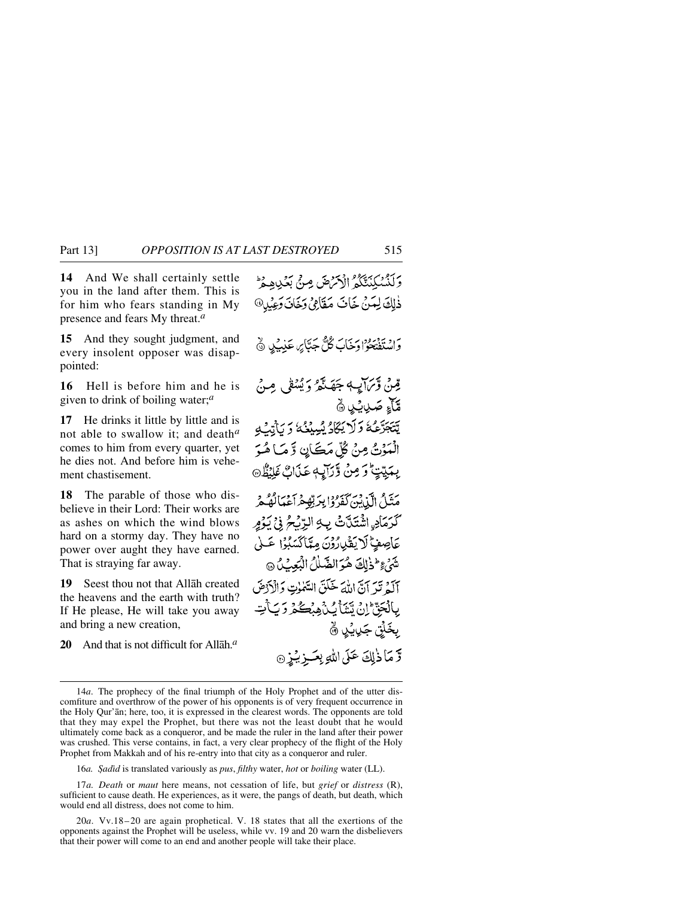**14** And We shall certainly settle you in the land after them. This is for him who fears standing in My presence and fears My threat.[a]

وَلَنُسْكِنَنَّكُمُ الْأَرْضَ مِنْ بَعْدِهِمْ ۚ ذٰلِكَ لِمَنْ خَافَ مَقَامِيْ وَخَافَ وَعِيْدِ ﴿۱۴﴾

**15** And they sought judgment, and every insolent opposer was disappointed:

وَاسْتَفْتَحُوْا وَخَابَ كُلُّ جَبَّارٍ عَنِيْدٍ ﴿۱۵﴾

**16** Hell is before him and he is given to drink of boiling water;[a]

مِّنْ وَّرَآئِهٖ جَهَنَّمُ وَيُسْقٰى مِنْ مَّآءٍ صَدِيْدٍ ﴿۱۶﴾

**17** He drinks it little by little and is not able to swallow it; and death[a] comes to him from every quarter, yet he dies not. And before him is vehement chastisement.

يَّتَجَرَّعُهٗ وَلَا يَكَادُ يُسِيْغُهٗ وَيَاْتِيْهِ الْمَوْتُ مِنْ كُلِّ مَكَانٍ وَّمَا هُوَ بِمَيِّتٍ ۚ وَمِنْ وَّرَآئِهٖ عَذَابٌ غَلِيْظٌ ﴿۱۷﴾

**18** The parable of those who disbelieve in their Lord: Their works are as ashes on which the wind blows hard on a stormy day. They have no power over aught they have earned. That is straying far away.

مَثَلُ الَّذِيْنَ كَفَرُوْا بِرَبِّهِمْ اَعْمَالُهُمْ كَرَمَادِ ِۨاشْتَدَّتْ بِهِ الرِّيْحُ فِيْ يَوْمٍ عَاصِفٍ ۚ لَا يَقْدِرُوْنَ مِمَّا كَسَبُوْا عَلٰى شَيْءٍ ۚ ذٰلِكَ هُوَ الضَّلٰلُ الْبَعِيْدُ ﴿۱۸﴾

**19** Seest thou not that Allāh created the heavens and the earth with truth? If He please, He will take you away and bring a new creation,

اَلَمْ تَرَ اَنَّ اللّٰهَ خَلَقَ السَّمٰوٰتِ وَالْاَرْضَ بِالْحَقِّ ۚ اِنْ يَّشَاْ يُذْهِبْكُمْ وَيَاْتِ بِخَلْقٍ جَدِيْدٍ ﴿۱۹﴾

**20** And that is not difficult for Allāh.[a]

وَّمَا ذٰلِكَ عَلَى اللّٰهِ بِعَزِيْزٍ ﴿۲۰﴾

---

14*a*. The prophecy of the final triumph of the Holy Prophet and of the utter discomfiture and overthrow of the power of his opponents is of very frequent occurrence in the Holy Qur'ān; here, too, it is expressed in the clearest words. The opponents are told that they may expel the Prophet, but there was not the least doubt that he would ultimately come back as a conqueror, and be made the ruler in the land after their power was crushed. This verse contains, in fact, a very clear prophecy of the flight of the Holy Prophet from Makkah and of his re-entry into that city as a conqueror and ruler.

16*a*. *Ṣadīd* is translated variously as *pus*, *filthy* water, *hot* or *boiling* water (LL).

17*a*. *Death* or *maut* here means, not cessation of life, but *grief* or *distress* (R), sufficient to cause death. He experiences, as it were, the pangs of death, but death, which would end all distress, does not come to him.

20*a*. Vv.18–20 are again prophetical. V. 18 states that all the exertions of the opponents against the Prophet will be useless, while vv. 19 and 20 warn the disbelievers that their power will come to an end and another people will take their place.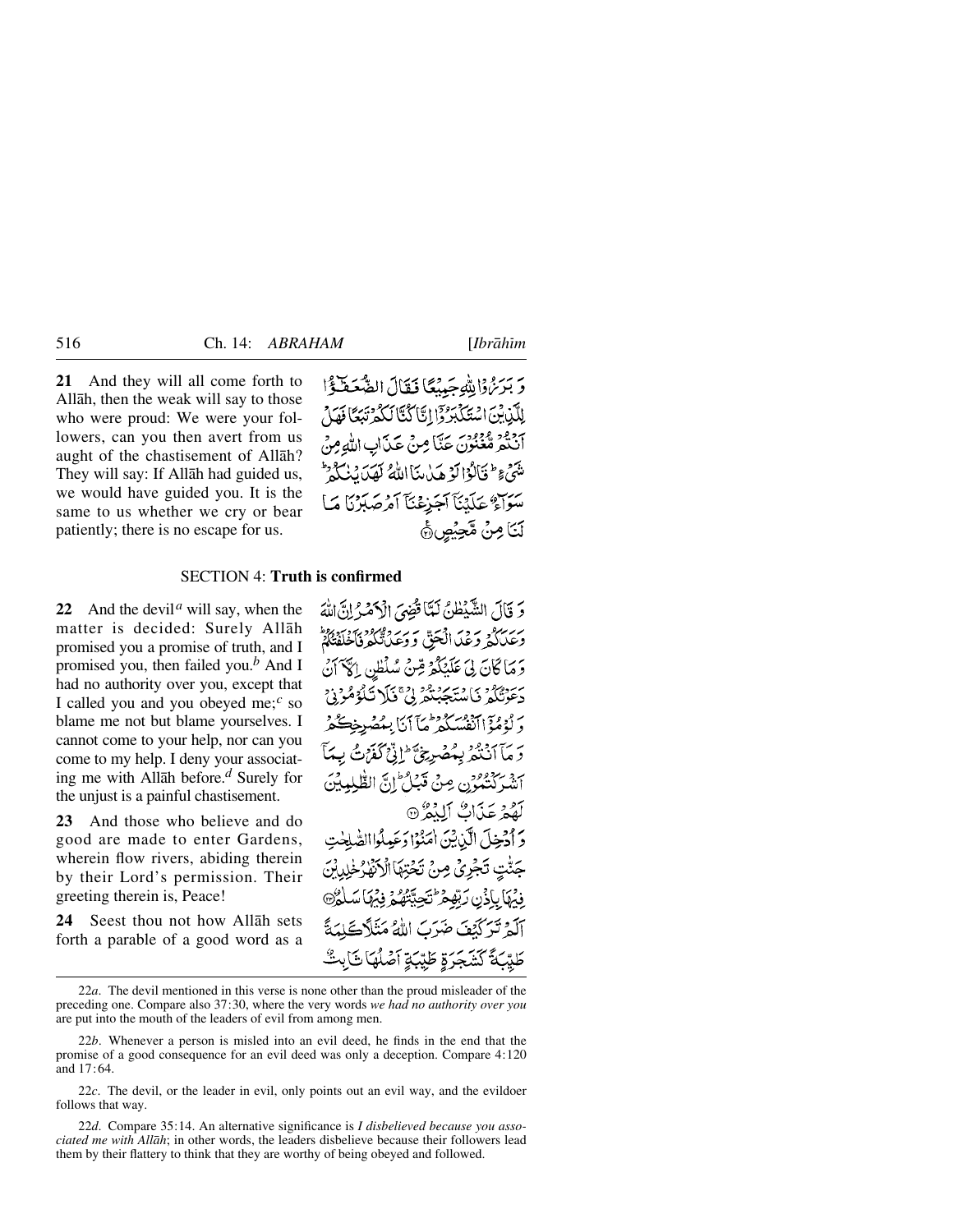**21** And they will all come forth to Allāh, then the weak will say to those who were proud: We were your followers, can you then avert from us aught of the chastisement of Allāh? They will say: If Allāh had guided us, we would have guided you. It is the same to us whether we cry or bear patiently; there is no escape for us.

وَ بَرَزُوْا لِلّٰهِ جَمِيْعًا فَقَالَ الضُّعَفٰٓؤُا لِلَّذِيْنَ اسْتَكْبَرُوْٓا اِنَّا كُنَّا لَكُمْ تَبَعًا فَهَلْ اَنْتُمْ مُّغْنُوْنَ عَنَّا مِنْ عَذَابِ اللّٰهِ مِنْ شَيْءٍ ؕ قَالُوْا لَوْ هَدٰىنَا اللّٰهُ لَهَدَيْنٰكُمْ ؕ سَوَآءٌ عَلَيْنَآ اَجَزِعْنَآ اَمْ صَبَرْنَا مَا لَنَا مِنْ مَّحِيْصٍ ﴿۲۱﴾

## SECTION 4: **Truth is confirmed**

**22** And the devil[a] will say, when the matter is decided: Surely Allāh promised you a promise of truth, and I promised you, then failed you.[b] And I had no authority over you, except that I called you and you obeyed me;[c] so blame me not but blame yourselves. I cannot come to your help, nor can you come to my help. I deny your associating me with Allāh before.[d] Surely for the unjust is a painful chastisement.

وَ قَالَ الشَّيْطٰنُ لَمَّا قُضِيَ الْاَمْرُ اِنَّ اللّٰهَ وَعَدَكُمْ وَعْدَ الْحَقِّ وَ وَعَدْتُّكُمْ فَاَخْلَفْتُكُمْ ؕ وَ مَا كَانَ لِيَ عَلَيْكُمْ مِّنْ سُلْطٰنٍ اِلَّآ اَنْ دَعَوْتُكُمْ فَاسْتَجَبْتُمْ لِيْ ۚ فَلَا تَلُوْمُوْنِيْ وَ لُوْمُوْٓا اَنْفُسَكُمْ ؕ مَآ اَنَا بِمُصْرِخِكُمْ وَ مَآ اَنْتُمْ بِمُصْرِخِيَّ ؕ اِنِّيْ كَفَرْتُ بِمَآ اَشْرَكْتُمُوْنِ مِنْ قَبْلُ ؕ اِنَّ الظّٰلِمِيْنَ لَهُمْ عَذَابٌ اَلِيْمٌ ﴿۲۲﴾

**23** And those who believe and do good are made to enter Gardens, wherein flow rivers, abiding therein by their Lord's permission. Their greeting therein is, Peace!

وَ اُدْخِلَ الَّذِيْنَ اٰمَنُوْا وَ عَمِلُوا الصّٰلِحٰتِ جَنّٰتٍ تَجْرِيْ مِنْ تَحْتِهَا الْاَنْهٰرُ خٰلِدِيْنَ فِيْهَا بِاِذْنِ رَبِّهِمْ ؕ تَحِيَّتُهُمْ فِيْهَا سَلٰمٌ ﴿۲۳﴾

**24** Seest thou not how Allāh sets forth a parable of a good word as a

اَلَمْ تَرَ كَيْفَ ضَرَبَ اللّٰهُ مَثَلًا كَلِمَةً طَيِّبَةً كَشَجَرَةٍ طَيِّبَةٍ اَصْلُهَا ثَابِتٌ

---

22*a*. The devil mentioned in this verse is none other than the proud misleader of the preceding one. Compare also 37:30, where the very words *we had no authority over you* are put into the mouth of the leaders of evil from among men.

22*b*. Whenever a person is misled into an evil deed, he finds in the end that the promise of a good consequence for an evil deed was only a deception. Compare 4:120 and 17:64.

22*c*. The devil, or the leader in evil, only points out an evil way, and the evildoer follows that way.

22*d*. Compare 35:14. An alternative significance is *I disbelieved because you associated me with Allāh*; in other words, the leaders disbelieve because their followers lead them by their flattery to think that they are worthy of being obeyed and followed.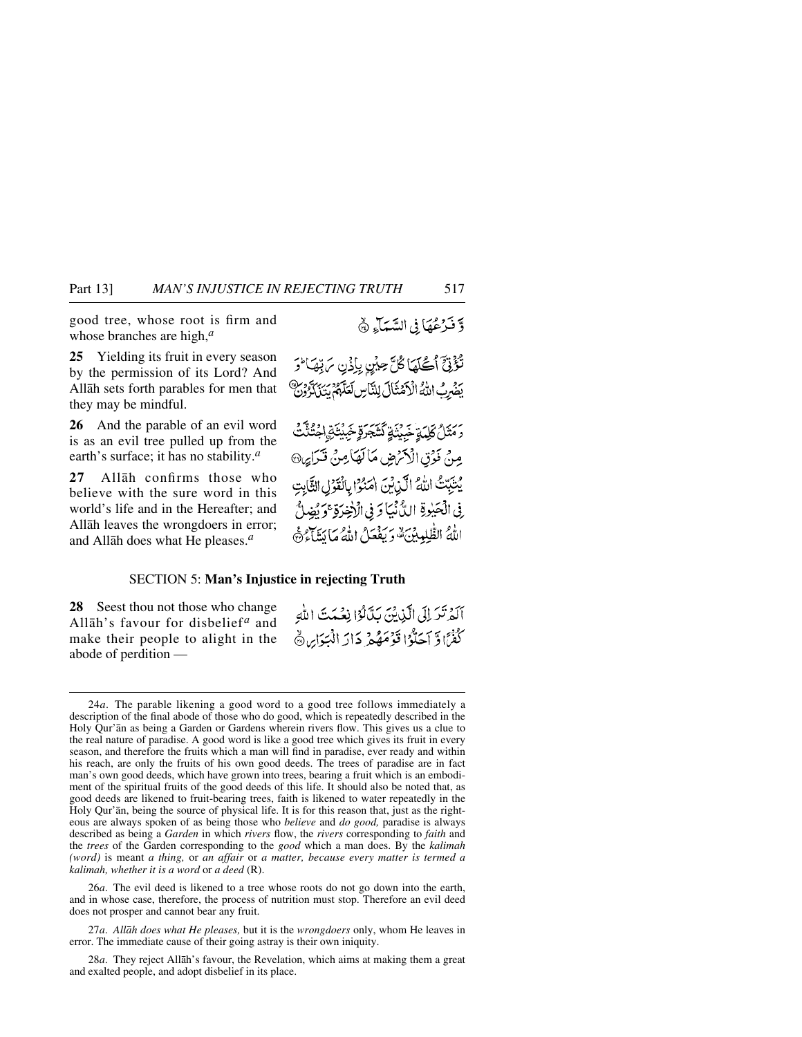good tree, whose root is firm and whose branches are high,[a]

وَّ فَرْعُهَا فِي السَّمَآءِ ﴿۲۴﴾

**25** Yielding its fruit in every season by the permission of its Lord? And Allāh sets forth parables for men that they may be mindful.

تُؤْتِيْٓ اُكُلَهَا كُلَّ حِيْنٍۭ بِاِذْنِ رَبِّهَا ؕ وَ يَضْرِبُ اللّٰهُ الْاَمْثَالَ لِلنَّاسِ لَعَلَّهُمْ يَتَذَكَّرُوْنَ ﴿۲۵﴾

**26** And the parable of an evil word is as an evil tree pulled up from the earth's surface; it has no stability.[a]

وَ مَثَلُ كَلِمَةٍ خَبِيْثَةٍ كَشَجَرَةٍ خَبِيْثَةِ ۣاجْتُثَّتْ مِنْ فَوْقِ الْاَرْضِ مَا لَهَا مِنْ قَرَارٍ ﴿۲۶﴾

**27** Allāh confirms those who believe with the sure word in this world's life and in the Hereafter; and Allāh leaves the wrongdoers in error; and Allāh does what He pleases.[a]

يُثَبِّتُ اللّٰهُ الَّذِيْنَ اٰمَنُوْا بِالْقَوْلِ الثَّابِتِ فِي الْحَيٰوةِ الدُّنْيَا وَ فِي الْاٰخِرَةِ ۚ وَ يُضِلُّ اللّٰهُ الظّٰلِمِيْنَ ۙ۟ وَ يَفْعَلُ اللّٰهُ مَا يَشَآءُ ﴿۲۷﴾

## SECTION 5: **Man's Injustice in rejecting Truth**

**28** Seest thou not those who change Allāh's favour for disbelief[a] and make their people to alight in the abode of perdition —

اَلَمْ تَرَ اِلَى الَّذِيْنَ بَدَّلُوْا نِعْمَتَ اللّٰهِ كُفْرًا وَّ اَحَلُّوْا قَوْمَهُمْ دَارَ الْبَوَارِ ﴿۲۸﴾

---

24*a*. The parable likening a good word to a good tree follows immediately a description of the final abode of those who do good, which is repeatedly described in the Holy Qur'ān as being a Garden or Gardens wherein rivers flow. This gives us a clue to the real nature of paradise. A good word is like a good tree which gives its fruit in every season, and therefore the fruits which a man will find in paradise, ever ready and within his reach, are only the fruits of his own good deeds. The trees of paradise are in fact man's own good deeds, which have grown into trees, bearing a fruit which is an embodiment of the spiritual fruits of the good deeds of this life. It should also be noted that, as good deeds are likened to fruit-bearing trees, faith is likened to water repeatedly in the Holy Qur'ān, being the source of physical life. It is for this reason that, just as the righteous are always spoken of as being those who *believe* and *do good,* paradise is always described as being a *Garden* in which *rivers* flow, the *rivers* corresponding to *faith* and the *trees* of the Garden corresponding to the *good* which a man does. By the *kalimah (word)* is meant *a thing,* or *an affair* or *a matter, because every matter is termed a kalimah, whether it is a word* or *a deed* (R).

26*a*. The evil deed is likened to a tree whose roots do not go down into the earth, and in whose case, therefore, the process of nutrition must stop. Therefore an evil deed does not prosper and cannot bear any fruit.

27*a*. *Allāh does what He pleases,* but it is the *wrongdoers* only, whom He leaves in error. The immediate cause of their going astray is their own iniquity.

28*a*. They reject Allāh's favour, the Revelation, which aims at making them a great and exalted people, and adopt disbelief in its place.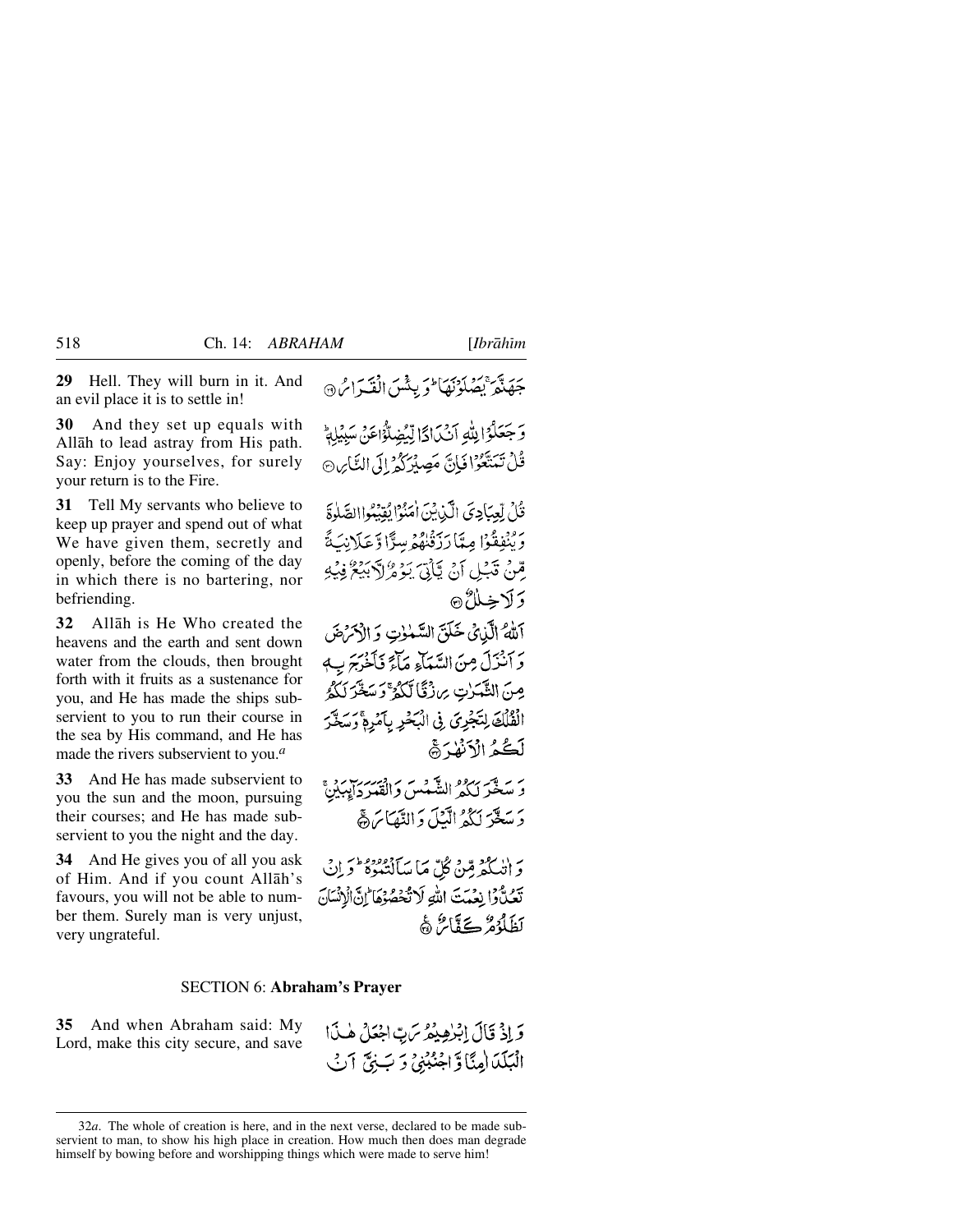**29** Hell. They will burn in it. And an evil place it is to settle in!

جَهَنَّمَ ۚ يَصْلَوْنَهَا ۖ وَبِئْسَ الْقَرَارُ ﴿٢٩﴾

**30** And they set up equals with Allāh to lead astray from His path. Say: Enjoy yourselves, for surely your return is to the Fire.

وَجَعَلُوا لِلَّهِ أَندَادًا لِّيُضِلُّوا عَن سَبِيلِهِ ۗ قُلْ تَمَتَّعُوا فَإِنَّ مَصِيرَكُمْ إِلَى النَّارِ ﴿٣٠﴾

**31** Tell My servants who believe to keep up prayer and spend out of what We have given them, secretly and openly, before the coming of the day in which there is no bartering, nor befriending.

قُل لِّعِبَادِيَ الَّذِينَ آمَنُوا يُقِيمُوا الصَّلَاةَ وَيُنفِقُوا مِمَّا رَزَقْنَاهُمْ سِرًّا وَعَلَانِيَةً مِّن قَبْلِ أَن يَأْتِيَ يَوْمٌ لَّا بَيْعٌ فِيهِ وَلَا خِلَالٌ ﴿٣١﴾

**32** Allāh is He Who created the heavens and the earth and sent down water from the clouds, then brought forth with it fruits as a sustenance for you, and He has made the ships subservient to you to run their course in the sea by His command, and He has made the rivers subservient to you.[a]

اللَّهُ الَّذِي خَلَقَ السَّمَاوَاتِ وَالْأَرْضَ وَأَنزَلَ مِنَ السَّمَاءِ مَاءً فَأَخْرَجَ بِهِ مِنَ الثَّمَرَاتِ رِزْقًا لَّكُمْ ۖ وَسَخَّرَ لَكُمُ الْفُلْكَ لِتَجْرِيَ فِي الْبَحْرِ بِأَمْرِهِ ۖ وَسَخَّرَ لَكُمُ الْأَنْهَارَ ﴿٣٢﴾

**33** And He has made subservient to you the sun and the moon, pursuing their courses; and He has made subservient to you the night and the day.

وَسَخَّرَ لَكُمُ الشَّمْسَ وَالْقَمَرَ دَائِبَيْنِ ۖ وَسَخَّرَ لَكُمُ اللَّيْلَ وَالنَّهَارَ ﴿٣٣﴾

**34** And He gives you of all you ask of Him. And if you count Allāh's favours, you will not be able to number them. Surely man is very unjust, very ungrateful.

وَآتَاكُم مِّن كُلِّ مَا سَأَلْتُمُوهُ ۚ وَإِن تَعُدُّوا نِعْمَتَ اللَّهِ لَا تُحْصُوهَا ۗ إِنَّ الْإِنسَانَ لَظَلُومٌ كَفَّارٌ ﴿٣٤﴾

## SECTION 6: **Abraham's Prayer**

**35** And when Abraham said: My Lord, make this city secure, and save

وَإِذْ قَالَ إِبْرَاهِيمُ رَبِّ اجْعَلْ هَٰذَا الْبَلَدَ آمِنًا وَاجْنُبْنِي وَبَنِيَّ أَن

---

32*a*. The whole of creation is here, and in the next verse, declared to be made subservient to man, to show his high place in creation. How much then does man degrade himself by bowing before and worshipping things which were made to serve him!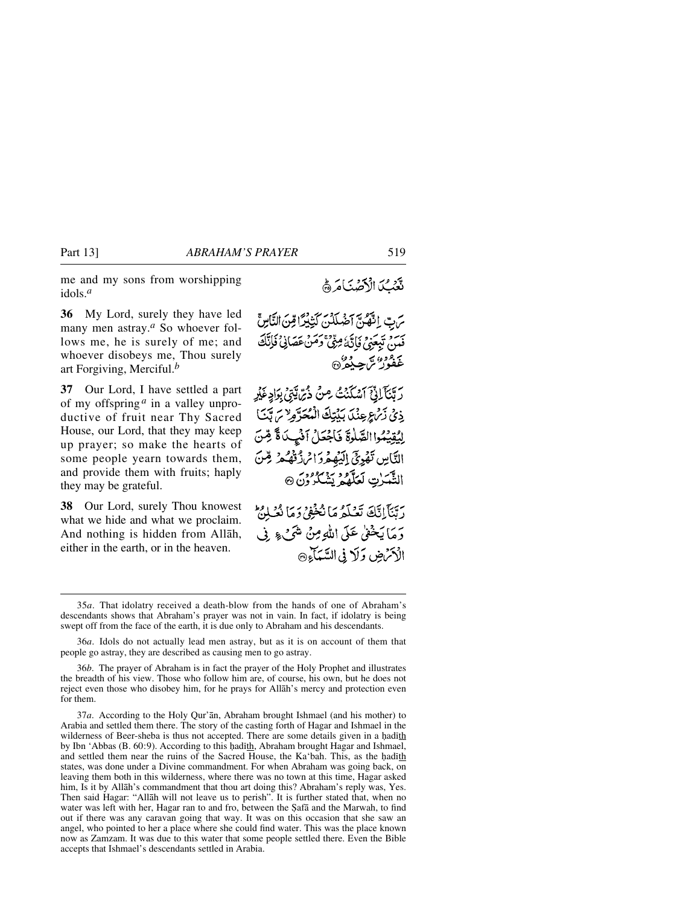me and my sons from worshipping idols.[a]

نَّعْبُدَ الْأَصْنَامَ ﴿٣٥﴾

**36** My Lord, surely they have led many men astray.[a] So whoever follows me, he is surely of me; and whoever disobeys me, Thou surely art Forgiving, Merciful.[b]

رَبِّ إِنَّهُنَّ أَضْلَلْنَ كَثِيرًا مِّنَ النَّاسِ ۖ فَمَن تَبِعَنِي فَإِنَّهُ مِنِّي ۖ وَمَنْ عَصَانِي فَإِنَّكَ غَفُورٌ رَّحِيمٌ ﴿٣٦﴾

**37** Our Lord, I have settled a part of my offspring[a] in a valley unproductive of fruit near Thy Sacred House, our Lord, that they may keep up prayer; so make the hearts of some people yearn towards them, and provide them with fruits; haply they may be grateful.

رَّبَّنَا إِنِّي أَسْكَنتُ مِن ذُرِّيَّتِي بِوَادٍ غَيْرِ ذِي زَرْعٍ عِندَ بَيْتِكَ الْمُحَرَّمِ رَبَّنَا لِيُقِيمُوا الصَّلَاةَ فَاجْعَلْ أَفْئِدَةً مِّنَ النَّاسِ تَهْوِي إِلَيْهِمْ وَارْزُقْهُم مِّنَ الثَّمَرَاتِ لَعَلَّهُمْ يَشْكُرُونَ ﴿٣٧﴾

**38** Our Lord, surely Thou knowest what we hide and what we proclaim. And nothing is hidden from Allāh, either in the earth, or in the heaven.

رَبَّنَا إِنَّكَ تَعْلَمُ مَا نُخْفِي وَمَا نُعْلِنُ ۗ وَمَا يَخْفَىٰ عَلَى اللَّهِ مِن شَيْءٍ فِي الْأَرْضِ وَلَا فِي السَّمَاءِ ﴿٣٨﴾

---

35*a*. That idolatry received a death-blow from the hands of one of Abraham's descendants shows that Abraham's prayer was not in vain. In fact, if idolatry is being swept off from the face of the earth, it is due only to Abraham and his descendants.

36*a*. Idols do not actually lead men astray, but as it is on account of them that people go astray, they are described as causing men to go astray.

36*b*. The prayer of Abraham is in fact the prayer of the Holy Prophet and illustrates the breadth of his view. Those who follow him are, of course, his own, but he does not reject even those who disobey him, for he prays for Allāh's mercy and protection even for them.

37*a*. According to the Holy Qur'ān, Abraham brought Ishmael (and his mother) to Arabia and settled them there. The story of the casting forth of Hagar and Ishmael in the wilderness of Beer-sheba is thus not accepted. There are some details given in a ḥadīth by Ibn 'Abbas (B. 60:9). According to this ḥadīth, Abraham brought Hagar and Ishmael, and settled them near the ruins of the Sacred House, the Ka'bah. This, as the ḥadīth states, was done under a Divine commandment. For when Abraham was going back, on leaving them both in this wilderness, where there was no town at this time, Hagar asked him, Is it by Allāh's commandment that thou art doing this? Abraham's reply was, Yes. Then said Hagar: "Allāh will not leave us to perish". It is further stated that, when no water was left with her, Hagar ran to and fro, between the Ṣafā and the Marwah, to find out if there was any caravan going that way. It was on this occasion that she saw an angel, who pointed to her a place where she could find water. This was the place known now as Zamzam. It was due to this water that some people settled there. Even the Bible accepts that Ishmael's descendants settled in Arabia.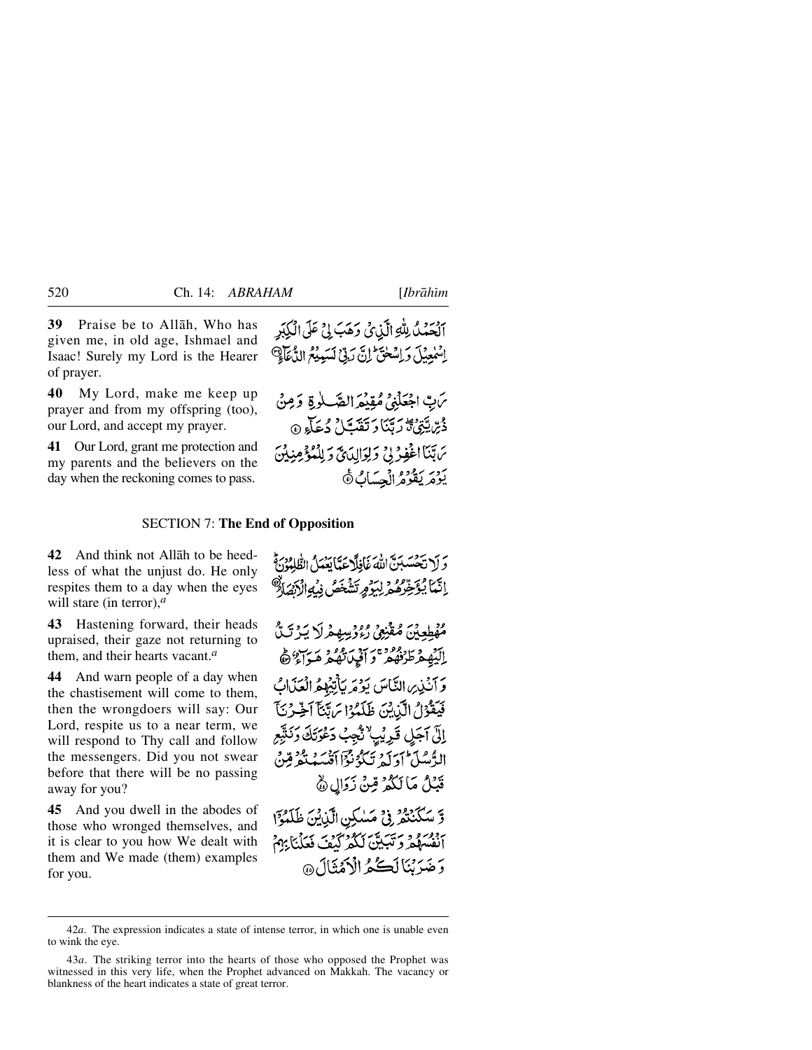**39** Praise be to Allāh, Who has given me, in old age, Ishmael and Isaac! Surely my Lord is the Hearer of prayer.

ٱلْحَمْدُ لِلَّهِ ٱلَّذِى وَهَبَ لِى عَلَى ٱلْكِبَرِ إِسْمَٰعِيلَ وَإِسْحَٰقَ ۚ إِنَّ رَبِّى لَسَمِيعُ ٱلدُّعَآءِ ﴿٣٩﴾

**40** My Lord, make me keep up prayer and from my offspring (too), our Lord, and accept my prayer.

رَبِّ ٱجْعَلْنِى مُقِيمَ ٱلصَّلَوٰةِ وَمِن ذُرِّيَّتِى ۚ رَبَّنَا وَتَقَبَّلْ دُعَآءِ ﴿٤٠﴾

**41** Our Lord, grant me protection and my parents and the believers on the day when the reckoning comes to pass.

رَبَّنَا ٱغْفِرْ لِى وَلِوَٰلِدَىَّ وَلِلْمُؤْمِنِينَ يَوْمَ يَقُومُ ٱلْحِسَابُ ﴿٤١﴾

## SECTION 7: **The End of Opposition**

**42** And think not Allāh to be heedless of what the unjust do. He only respites them to a day when the eyes will stare (in terror),[a]

وَلَا تَحْسَبَنَّ ٱللَّهَ غَٰفِلًا عَمَّا يَعْمَلُ ٱلظَّٰلِمُونَ ۚ إِنَّمَا يُؤَخِّرُهُمْ لِيَوْمٍ تَشْخَصُ فِيهِ ٱلْأَبْصَٰرُ ﴿٤٢﴾

**43** Hastening forward, their heads upraised, their gaze not returning to them, and their hearts vacant.[a]

مُهْطِعِينَ مُقْنِعِى رُءُوسِهِمْ لَا يَرْتَدُّ إِلَيْهِمْ طَرْفُهُمْ ۖ وَأَفْـِٔدَتُهُمْ هَوَآءٌ ﴿٤٣﴾

**44** And warn people of a day when the chastisement will come to them, then the wrongdoers will say: Our Lord, respite us to a near term, we will respond to Thy call and follow the messengers. Did you not swear before that there will be no passing away for you?

وَأَنذِرِ ٱلنَّاسَ يَوْمَ يَأْتِيهِمُ ٱلْعَذَابُ فَيَقُولُ ٱلَّذِينَ ظَلَمُوا۟ رَبَّنَآ أَخِّرْنَآ إِلَىٰٓ أَجَلٍ قَرِيبٍ نُّجِبْ دَعْوَتَكَ وَنَتَّبِعِ ٱلرُّسُلَ ۗ أَوَلَمْ تَكُونُوٓا۟ أَقْسَمْتُم مِّن قَبْلُ مَا لَكُم مِّن زَوَالٍ ﴿٤٤﴾

**45** And you dwell in the abodes of those who wronged themselves, and it is clear to you how We dealt with them and We made (them) examples for you.

وَسَكَنتُمْ فِى مَسَٰكِنِ ٱلَّذِينَ ظَلَمُوٓا۟ أَنفُسَهُمْ وَتَبَيَّنَ لَكُمْ كَيْفَ فَعَلْنَا بِهِمْ وَضَرَبْنَا لَكُمُ ٱلْأَمْثَالَ ﴿٤٥﴾

---

42*a*. The expression indicates a state of intense terror, in which one is unable even to wink the eye.

43*a*. The striking terror into the hearts of those who opposed the Prophet was witnessed in this very life, when the Prophet advanced on Makkah. The vacancy or blankness of the heart indicates a state of great terror.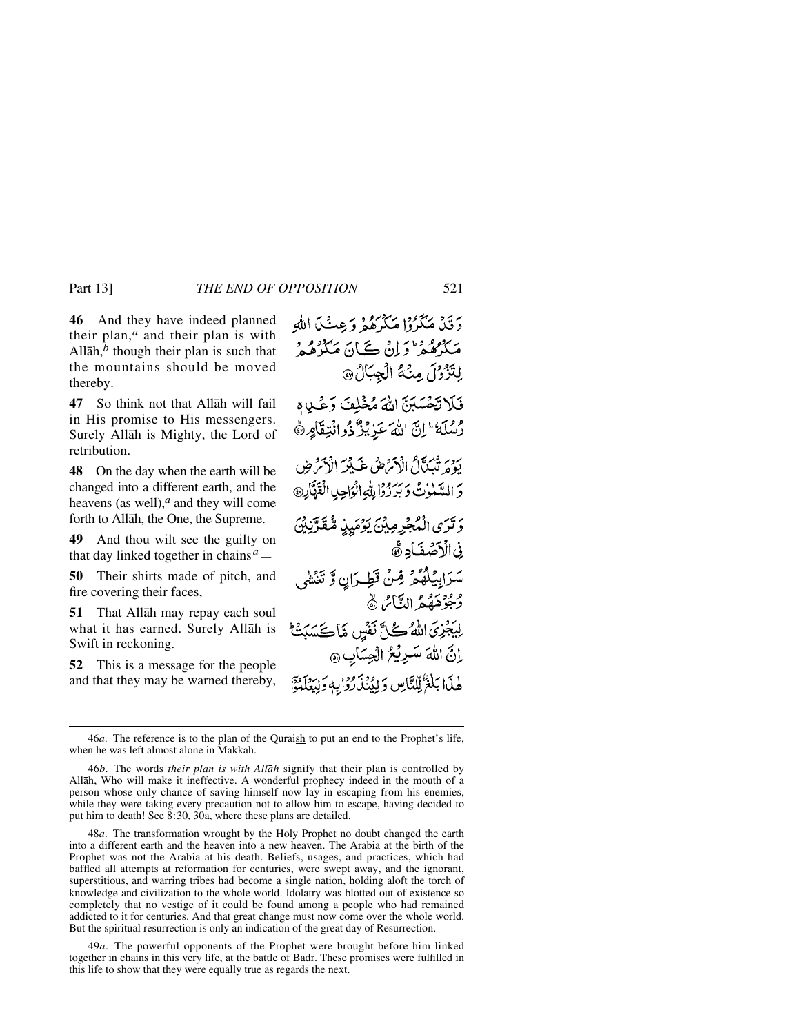**46** And they have indeed planned their plan,[a] and their plan is with Allāh,[b] though their plan is such that the mountains should be moved thereby.

وَقَدْ مَكَرُوْا مَكْرَهُمْ وَعِنْدَ اللّٰهِ مَكْرُهُمْ ۗ وَاِنْ كَانَ مَكْرُهُمْ لِتَزُوْلَ مِنْهُ الْجِبَالُ ۝

**47** So think not that Allāh will fail in His promise to His messengers. Surely Allāh is Mighty, the Lord of retribution.

فَلَا تَحْسَبَنَّ اللّٰهَ مُخْلِفَ وَعْدِهٖ رُسُلَهٗ ۗ اِنَّ اللّٰهَ عَزِيْزٌ ذُو انْتِقَامٍ ۝

**48** On the day when the earth will be changed into a different earth, and the heavens (as well),[a] and they will come forth to Allāh, the One, the Supreme.

يَوْمَ تُبَدَّلُ الْاَرْضُ غَيْرَ الْاَرْضِ وَالسَّمٰوٰتُ وَبَرَزُوْا لِلّٰهِ الْوَاحِدِ الْقَهَّارِ ۝

**49** And thou wilt see the guilty on that day linked together in chains[a] —

وَتَرَى الْمُجْرِمِيْنَ يَوْمَئِذٍ مُّقَرَّنِيْنَ فِي الْاَصْفَادِ ۝

**50** Their shirts made of pitch, and fire covering their faces,

سَرَابِيْلُهُمْ مِّنْ قَطِرَانٍ وَّتَغْشٰى وُجُوْهَهُمُ النَّارُ ۝

**51** That Allāh may repay each soul what it has earned. Surely Allāh is Swift in reckoning.

لِيَجْزِيَ اللّٰهُ كُلَّ نَفْسٍ مَّا كَسَبَتْ ۗ اِنَّ اللّٰهَ سَرِيْعُ الْحِسَابِ ۝

**52** This is a message for the people and that they may be warned thereby,

هٰذَا بَلٰغٌ لِّلنَّاسِ وَلِيُنْذَرُوْا بِهٖ وَلِيَعْلَمُوْٓا

---

46*a*. The reference is to the plan of the Quraish to put an end to the Prophet's life, when he was left almost alone in Makkah.

46*b*. The words *their plan is with Allāh* signify that their plan is controlled by Allāh, Who will make it ineffective. A wonderful prophecy indeed in the mouth of a person whose only chance of saving himself now lay in escaping from his enemies, while they were taking every precaution not to allow him to escape, having decided to put him to death! See 8:30, 30a, where these plans are detailed.

48*a*. The transformation wrought by the Holy Prophet no doubt changed the earth into a different earth and the heaven into a new heaven. The Arabia at the birth of the Prophet was not the Arabia at his death. Beliefs, usages, and practices, which had baffled all attempts at reformation for centuries, were swept away, and the ignorant, superstitious, and warring tribes had become a single nation, holding aloft the torch of knowledge and civilization to the whole world. Idolatry was blotted out of existence so completely that no vestige of it could be found among a people who had remained addicted to it for centuries. And that great change must now come over the whole world. But the spiritual resurrection is only an indication of the great day of Resurrection.

49*a*. The powerful opponents of the Prophet were brought before him linked together in chains in this very life, at the battle of Badr. These promises were fulfilled in this life to show that they were equally true as regards the next.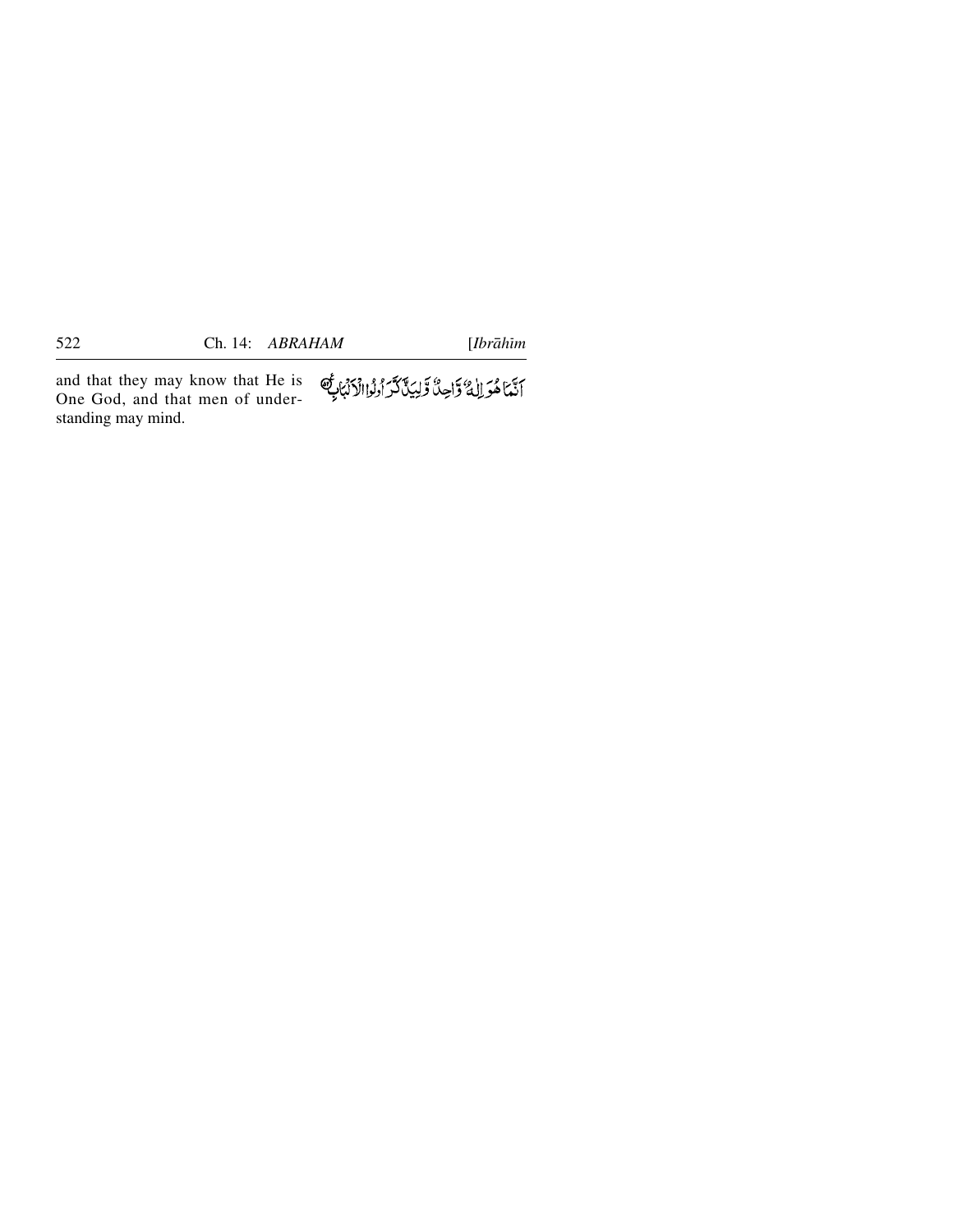and that they may know that He is One God, and that men of understanding may mind.

اَنَّمَا هُوَ اِلٰهٌ وَّاحِدٌ وَّلِيَذَّكَّرَ اُولُوا الْاَلْبَابِ ﴿۵۳﴾